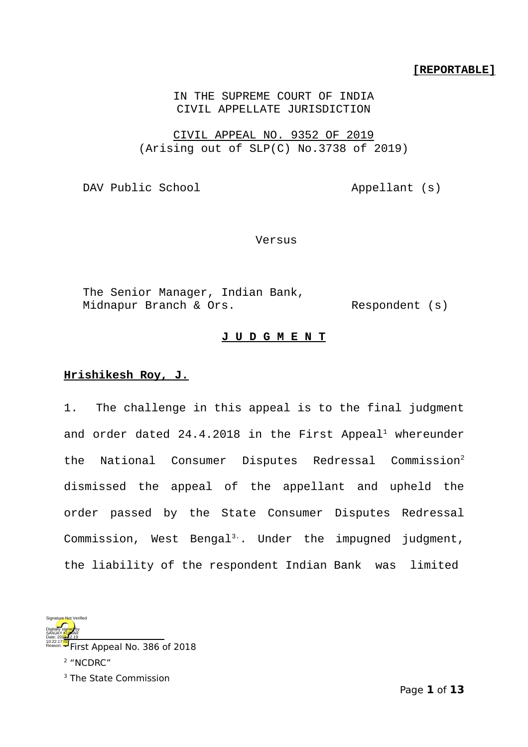**[REPORTABLE]**

IN THE SUPREME COURT OF INDIA
CIVIL APPELLATE JURISDICTION

CIVIL APPEAL NO. 9352 OF 2019
(Arising out of SLP(C) No.3738 of 2019)

DAV Public School Appellant (s)

Versus

The Senior Manager, Indian Bank,
Midnapur Branch & Ors. Respondent (s)

**J U D G M E N T**

**Hrishikesh Roy, J.**

1. The challenge in this appeal is to the final judgment and order dated 24.4.2018 in the First Appeal[1] whereunder the National Consumer Disputes Redressal Commission[2] dismissed the appeal of the appellant and upheld the order passed by the State Consumer Disputes Redressal Commission, West Bengal[3]. Under the impugned judgment, the liability of the respondent Indian Bank was limited

---

[1] First Appeal No. 386 of 2018

[2] "NCDRC"

[3] The State Commission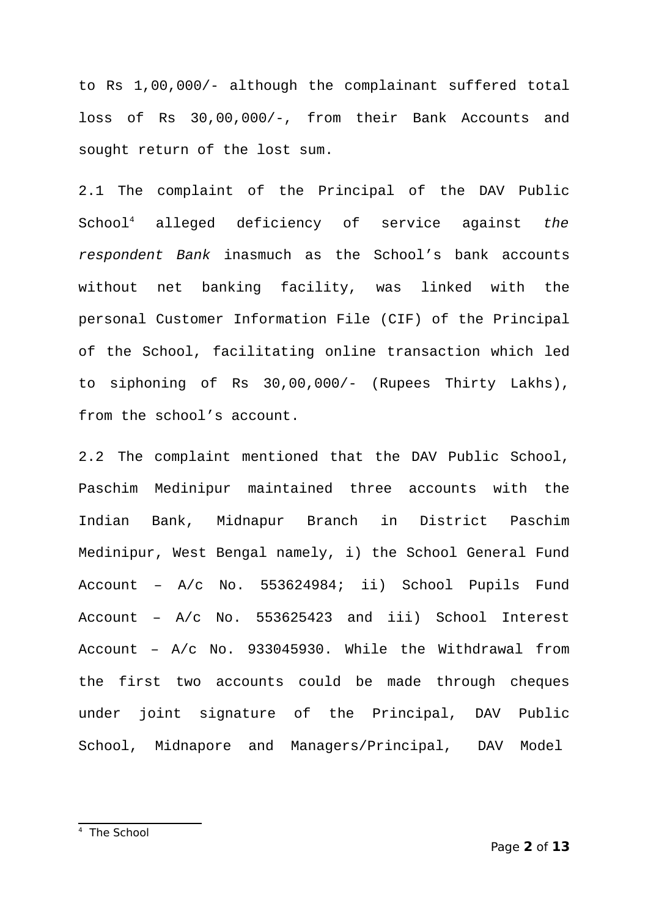to Rs 1,00,000/- although the complainant suffered total loss of Rs 30,00,000/-, from their Bank Accounts and sought return of the lost sum.

2.1 The complaint of the Principal of the DAV Public School[4] alleged deficiency of service against *the respondent Bank* inasmuch as the School's bank accounts without net banking facility, was linked with the personal Customer Information File (CIF) of the Principal of the School, facilitating online transaction which led to siphoning of Rs 30,00,000/- (Rupees Thirty Lakhs), from the school's account.

2.2 The complaint mentioned that the DAV Public School, Paschim Medinipur maintained three accounts with the Indian Bank, Midnapur Branch in District Paschim Medinipur, West Bengal namely, i) the School General Fund Account – A/c No. 553624984; ii) School Pupils Fund Account – A/c No. 553625423 and iii) School Interest Account – A/c No. 933045930. While the Withdrawal from the first two accounts could be made through cheques under joint signature of the Principal, DAV Public School, Midnapore and Managers/Principal, DAV Model

---

[4] The School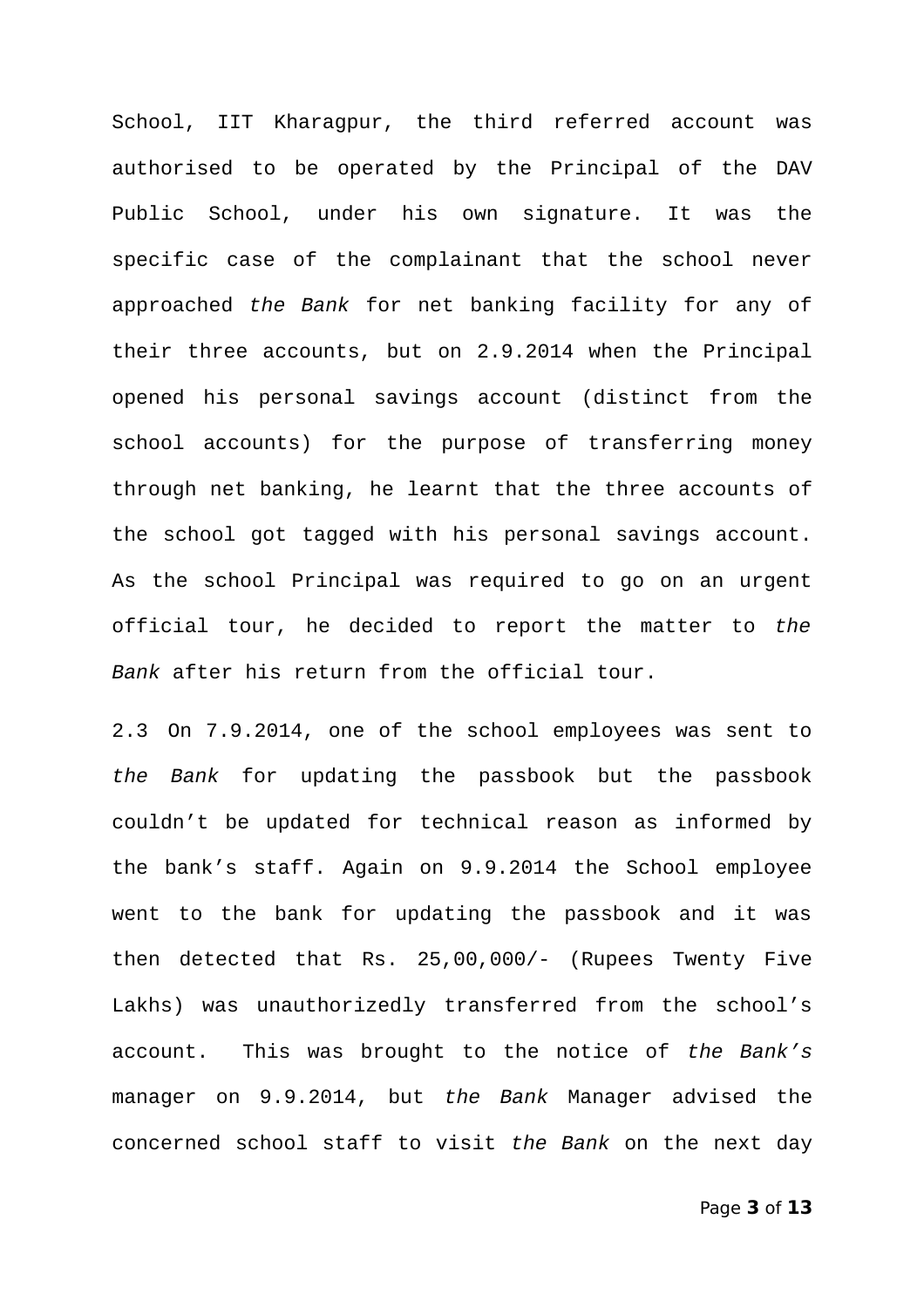School, IIT Kharagpur, the third referred account was authorised to be operated by the Principal of the DAV Public School, under his own signature. It was the specific case of the complainant that the school never approached *the Bank* for net banking facility for any of their three accounts, but on 2.9.2014 when the Principal opened his personal savings account (distinct from the school accounts) for the purpose of transferring money through net banking, he learnt that the three accounts of the school got tagged with his personal savings account. As the school Principal was required to go on an urgent official tour, he decided to report the matter to *the Bank* after his return from the official tour.

2.3 On 7.9.2014, one of the school employees was sent to *the Bank* for updating the passbook but the passbook couldn't be updated for technical reason as informed by the bank's staff. Again on 9.9.2014 the School employee went to the bank for updating the passbook and it was then detected that Rs. 25,00,000/- (Rupees Twenty Five Lakhs) was unauthorizedly transferred from the school's account. This was brought to the notice of *the Bank's* manager on 9.9.2014, but *the Bank* Manager advised the concerned school staff to visit *the Bank* on the next day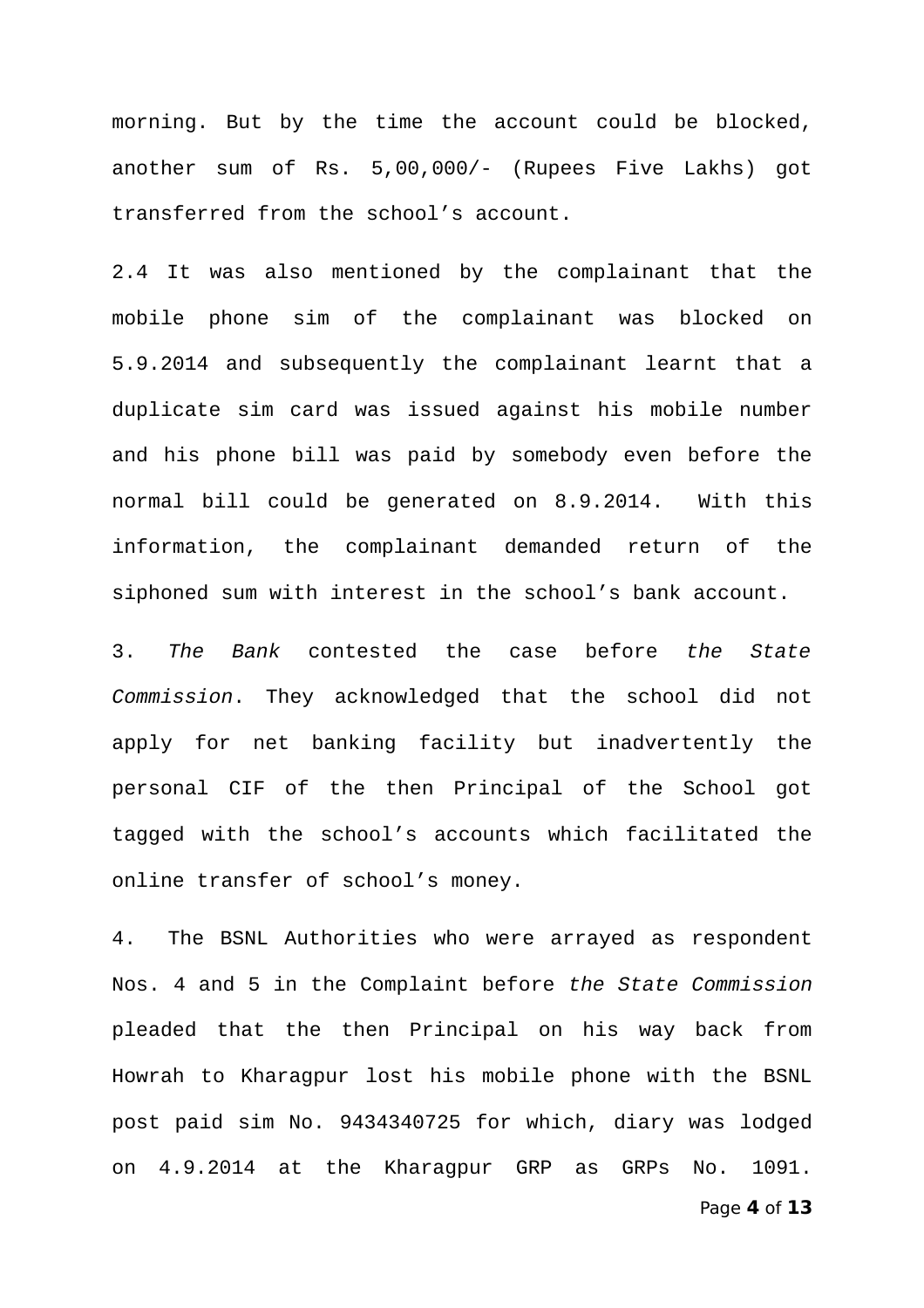morning. But by the time the account could be blocked, another sum of Rs. 5,00,000/- (Rupees Five Lakhs) got transferred from the school's account.

2.4 It was also mentioned by the complainant that the mobile phone sim of the complainant was blocked on 5.9.2014 and subsequently the complainant learnt that a duplicate sim card was issued against his mobile number and his phone bill was paid by somebody even before the normal bill could be generated on 8.9.2014. With this information, the complainant demanded return of the siphoned sum with interest in the school's bank account.

3. *The Bank* contested the case before *the State Commission*. They acknowledged that the school did not apply for net banking facility but inadvertently the personal CIF of the then Principal of the School got tagged with the school's accounts which facilitated the online transfer of school's money.

4. The BSNL Authorities who were arrayed as respondent Nos. 4 and 5 in the Complaint before *the State Commission* pleaded that the then Principal on his way back from Howrah to Kharagpur lost his mobile phone with the BSNL post paid sim No. 9434340725 for which, diary was lodged on 4.9.2014 at the Kharagpur GRP as GRPs No. 1091.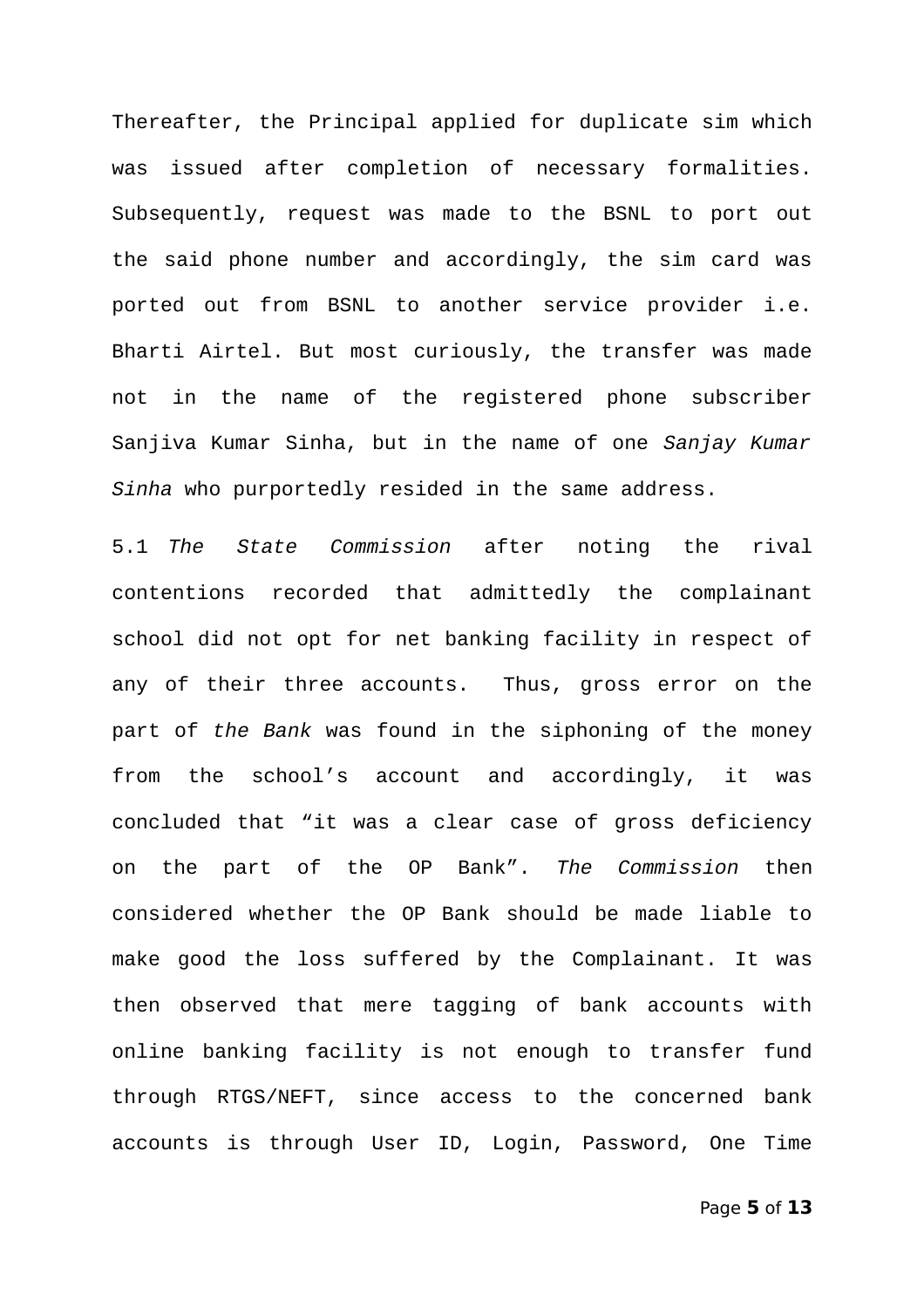Thereafter, the Principal applied for duplicate sim which was issued after completion of necessary formalities. Subsequently, request was made to the BSNL to port out the said phone number and accordingly, the sim card was ported out from BSNL to another service provider i.e. Bharti Airtel. But most curiously, the transfer was made not in the name of the registered phone subscriber Sanjiva Kumar Sinha, but in the name of one *Sanjay Kumar Sinha* who purportedly resided in the same address.

5.1 *The State Commission* after noting the rival contentions recorded that admittedly the complainant school did not opt for net banking facility in respect of any of their three accounts. Thus, gross error on the part of *the Bank* was found in the siphoning of the money from the school's account and accordingly, it was concluded that "it was a clear case of gross deficiency on the part of the OP Bank". *The Commission* then considered whether the OP Bank should be made liable to make good the loss suffered by the Complainant. It was then observed that mere tagging of bank accounts with online banking facility is not enough to transfer fund through RTGS/NEFT, since access to the concerned bank accounts is through User ID, Login, Password, One Time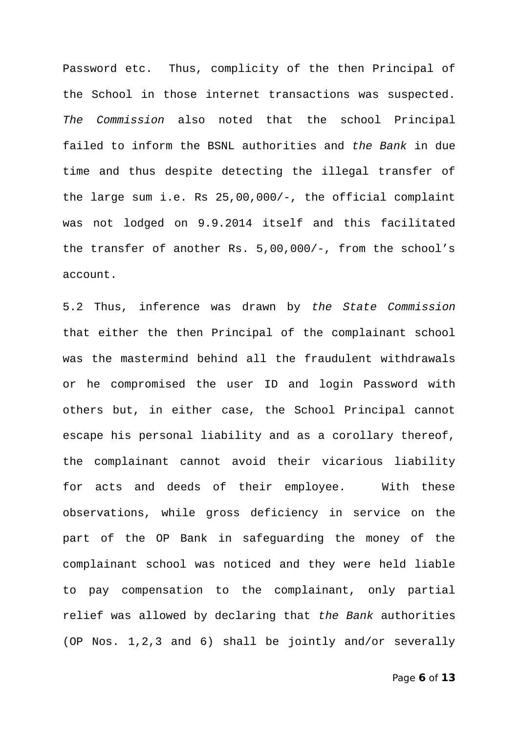Password etc. Thus, complicity of the then Principal of the School in those internet transactions was suspected. *The Commission* also noted that the school Principal failed to inform the BSNL authorities and *the Bank* in due time and thus despite detecting the illegal transfer of the large sum i.e. Rs 25,00,000/-, the official complaint was not lodged on 9.9.2014 itself and this facilitated the transfer of another Rs. 5,00,000/-, from the school's account.

5.2 Thus, inference was drawn by *the State Commission* that either the then Principal of the complainant school was the mastermind behind all the fraudulent withdrawals or he compromised the user ID and login Password with others but, in either case, the School Principal cannot escape his personal liability and as a corollary thereof, the complainant cannot avoid their vicarious liability for acts and deeds of their employee. With these observations, while gross deficiency in service on the part of the OP Bank in safeguarding the money of the complainant school was noticed and they were held liable to pay compensation to the complainant, only partial relief was allowed by declaring that *the Bank* authorities (OP Nos. 1,2,3 and 6) shall be jointly and/or severally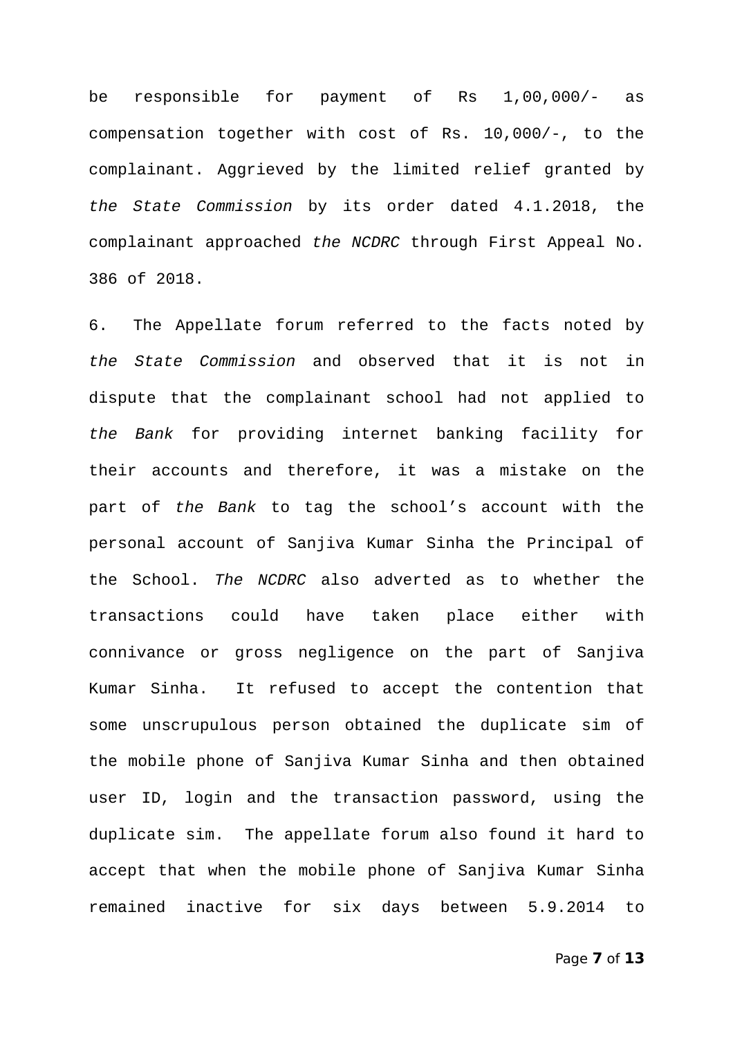be responsible for payment of Rs 1,00,000/- as compensation together with cost of Rs. 10,000/-, to the complainant. Aggrieved by the limited relief granted by *the State Commission* by its order dated 4.1.2018, the complainant approached *the NCDRC* through First Appeal No. 386 of 2018.

6. The Appellate forum referred to the facts noted by *the State Commission* and observed that it is not in dispute that the complainant school had not applied to *the Bank* for providing internet banking facility for their accounts and therefore, it was a mistake on the part of *the Bank* to tag the school's account with the personal account of Sanjiva Kumar Sinha the Principal of the School. *The NCDRC* also adverted as to whether the transactions could have taken place either with connivance or gross negligence on the part of Sanjiva Kumar Sinha. It refused to accept the contention that some unscrupulous person obtained the duplicate sim of the mobile phone of Sanjiva Kumar Sinha and then obtained user ID, login and the transaction password, using the duplicate sim. The appellate forum also found it hard to accept that when the mobile phone of Sanjiva Kumar Sinha remained inactive for six days between 5.9.2014 to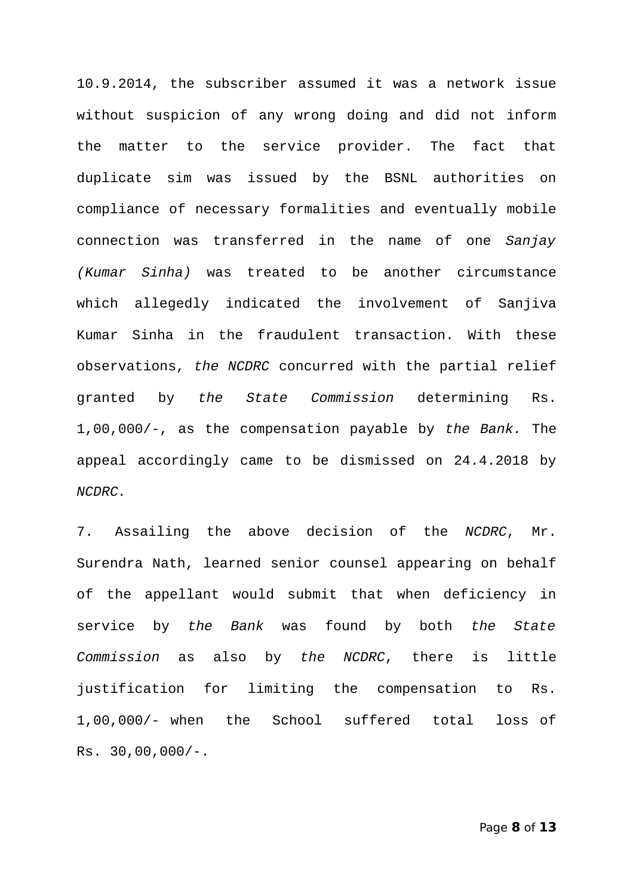10.9.2014, the subscriber assumed it was a network issue without suspicion of any wrong doing and did not inform the matter to the service provider. The fact that duplicate sim was issued by the BSNL authorities on compliance of necessary formalities and eventually mobile connection was transferred in the name of one *Sanjay (Kumar Sinha)* was treated to be another circumstance which allegedly indicated the involvement of Sanjiva Kumar Sinha in the fraudulent transaction. With these observations, *the NCDRC* concurred with the partial relief granted by *the State Commission* determining Rs. 1,00,000/-, as the compensation payable by *the Bank.* The appeal accordingly came to be dismissed on 24.4.2018 by *NCDRC.*

7. Assailing the above decision of the *NCDRC*, Mr. Surendra Nath, learned senior counsel appearing on behalf of the appellant would submit that when deficiency in service by *the Bank* was found by both *the State Commission* as also by *the NCDRC*, there is little justification for limiting the compensation to Rs. 1,00,000/- when the School suffered total loss of Rs. 30,00,000/-.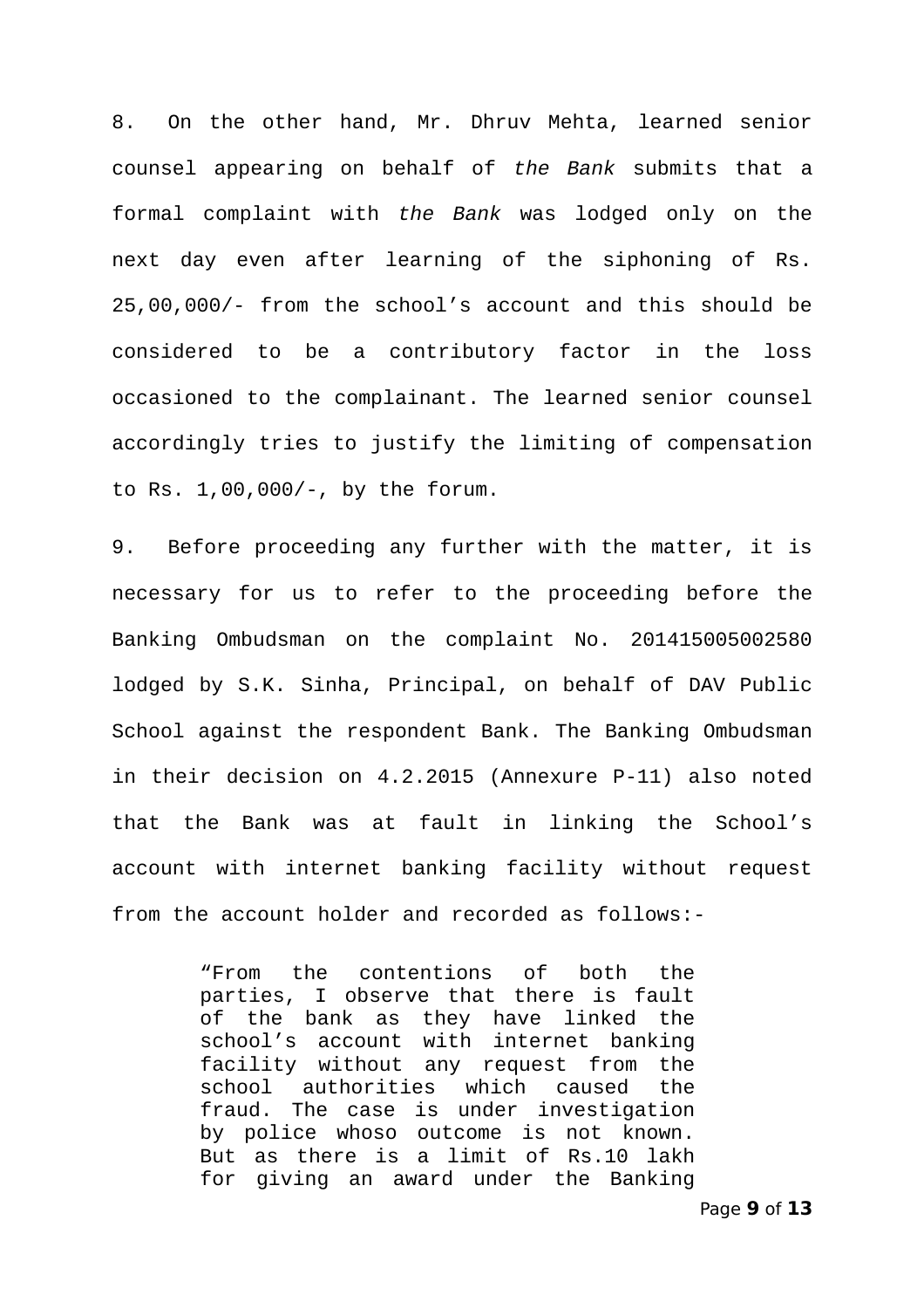8. On the other hand, Mr. Dhruv Mehta, learned senior counsel appearing on behalf of *the Bank* submits that a formal complaint with *the Bank* was lodged only on the next day even after learning of the siphoning of Rs. 25,00,000/- from the school's account and this should be considered to be a contributory factor in the loss occasioned to the complainant. The learned senior counsel accordingly tries to justify the limiting of compensation to Rs. 1,00,000/-, by the forum.

9. Before proceeding any further with the matter, it is necessary for us to refer to the proceeding before the Banking Ombudsman on the complaint No. 201415005002580 lodged by S.K. Sinha, Principal, on behalf of DAV Public School against the respondent Bank. The Banking Ombudsman in their decision on 4.2.2015 (Annexure P-11) also noted that the Bank was at fault in linking the School's account with internet banking facility without request from the account holder and recorded as follows:-

> "From the contentions of both the parties, I observe that there is fault of the bank as they have linked the school's account with internet banking facility without any request from the school authorities which caused the fraud. The case is under investigation by police whoso outcome is not known. But as there is a limit of Rs.10 lakh for giving an award under the Banking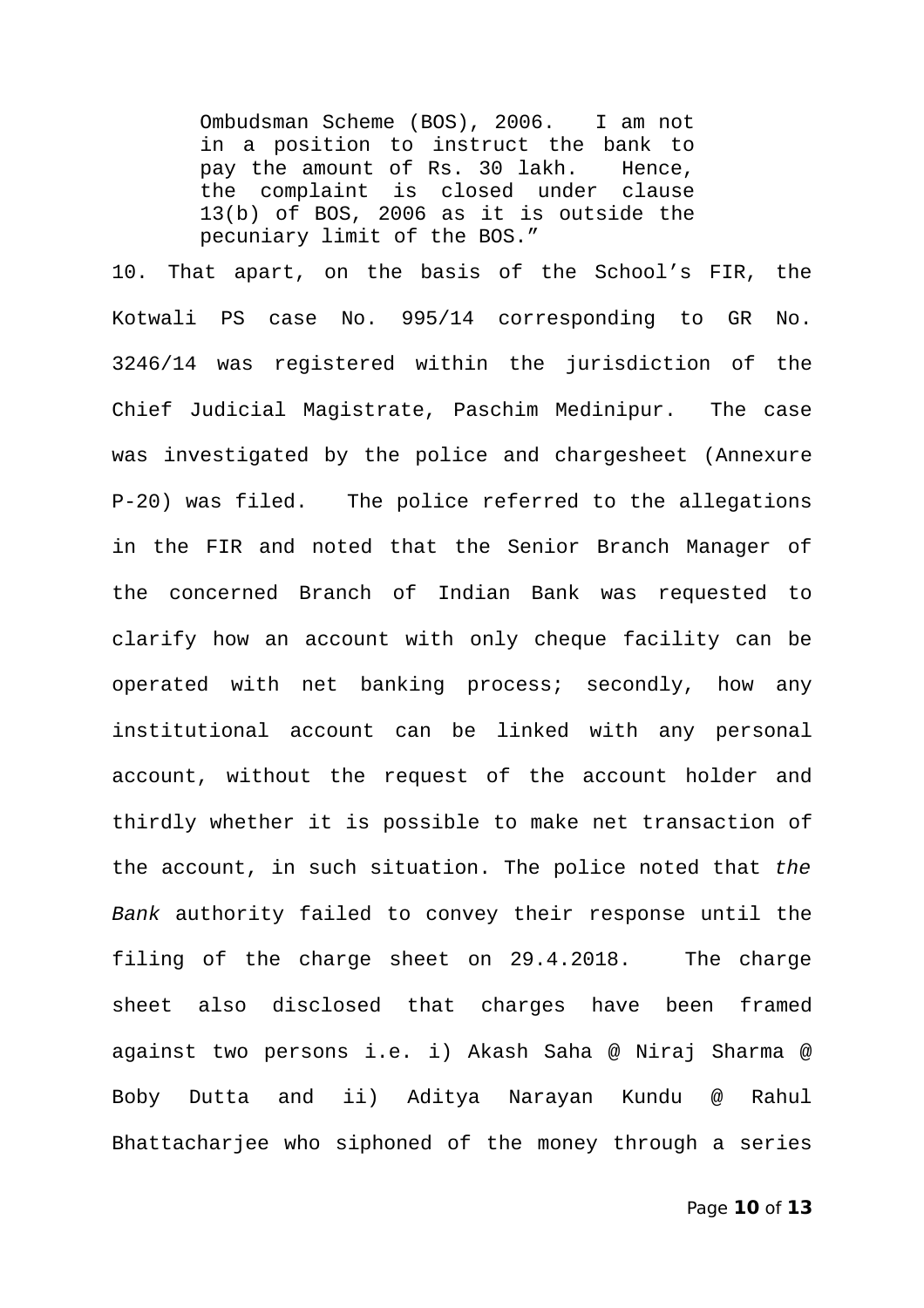> Ombudsman Scheme (BOS), 2006. I am not in a position to instruct the bank to pay the amount of Rs. 30 lakh. Hence, the complaint is closed under clause 13(b) of BOS, 2006 as it is outside the pecuniary limit of the BOS."

10. That apart, on the basis of the School's FIR, the Kotwali PS case No. 995/14 corresponding to GR No. 3246/14 was registered within the jurisdiction of the Chief Judicial Magistrate, Paschim Medinipur. The case was investigated by the police and chargesheet (Annexure P-20) was filed. The police referred to the allegations in the FIR and noted that the Senior Branch Manager of the concerned Branch of Indian Bank was requested to clarify how an account with only cheque facility can be operated with net banking process; secondly, how any institutional account can be linked with any personal account, without the request of the account holder and thirdly whether it is possible to make net transaction of the account, in such situation. The police noted that *the Bank* authority failed to convey their response until the filing of the charge sheet on 29.4.2018. The charge sheet also disclosed that charges have been framed against two persons i.e. i) Akash Saha @ Niraj Sharma @ Boby Dutta and ii) Aditya Narayan Kundu @ Rahul Bhattacharjee who siphoned of the money through a series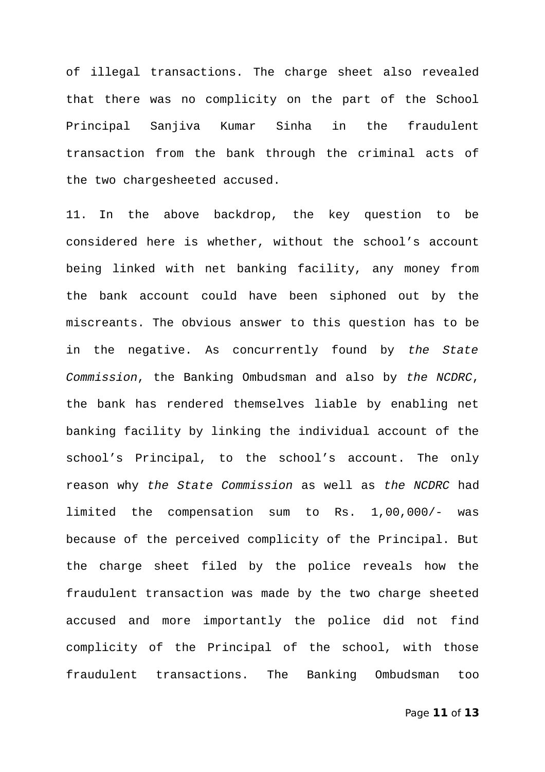of illegal transactions. The charge sheet also revealed that there was no complicity on the part of the School Principal Sanjiva Kumar Sinha in the fraudulent transaction from the bank through the criminal acts of the two chargesheeted accused.

11. In the above backdrop, the key question to be considered here is whether, without the school's account being linked with net banking facility, any money from the bank account could have been siphoned out by the miscreants. The obvious answer to this question has to be in the negative. As concurrently found by *the State Commission*, the Banking Ombudsman and also by *the NCDRC*, the bank has rendered themselves liable by enabling net banking facility by linking the individual account of the school's Principal, to the school's account. The only reason why *the State Commission* as well as *the NCDRC* had limited the compensation sum to Rs. 1,00,000/- was because of the perceived complicity of the Principal. But the charge sheet filed by the police reveals how the fraudulent transaction was made by the two charge sheeted accused and more importantly the police did not find complicity of the Principal of the school, with those fraudulent transactions. The Banking Ombudsman too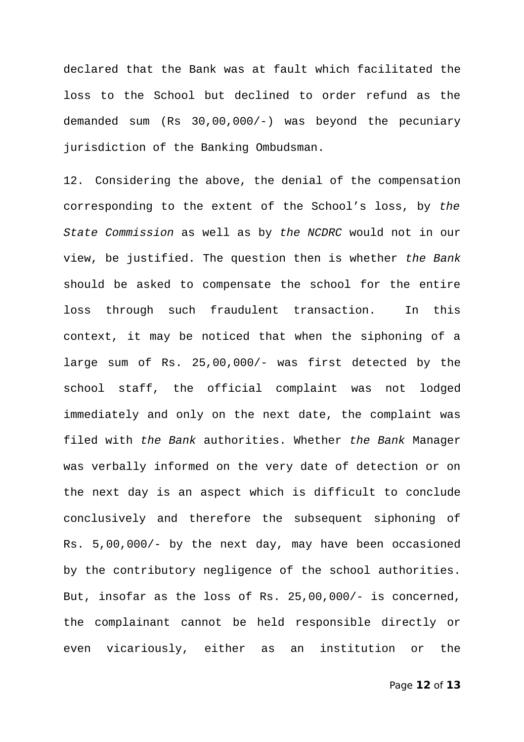declared that the Bank was at fault which facilitated the loss to the School but declined to order refund as the demanded sum (Rs 30,00,000/-) was beyond the pecuniary jurisdiction of the Banking Ombudsman.

12. Considering the above, the denial of the compensation corresponding to the extent of the School's loss, by *the State Commission* as well as by *the NCDRC* would not in our view, be justified. The question then is whether *the Bank* should be asked to compensate the school for the entire loss through such fraudulent transaction. In this context, it may be noticed that when the siphoning of a large sum of Rs. 25,00,000/- was first detected by the school staff, the official complaint was not lodged immediately and only on the next date, the complaint was filed with *the Bank* authorities. Whether *the Bank* Manager was verbally informed on the very date of detection or on the next day is an aspect which is difficult to conclude conclusively and therefore the subsequent siphoning of Rs. 5,00,000/- by the next day, may have been occasioned by the contributory negligence of the school authorities. But, insofar as the loss of Rs. 25,00,000/- is concerned, the complainant cannot be held responsible directly or even vicariously, either as an institution or the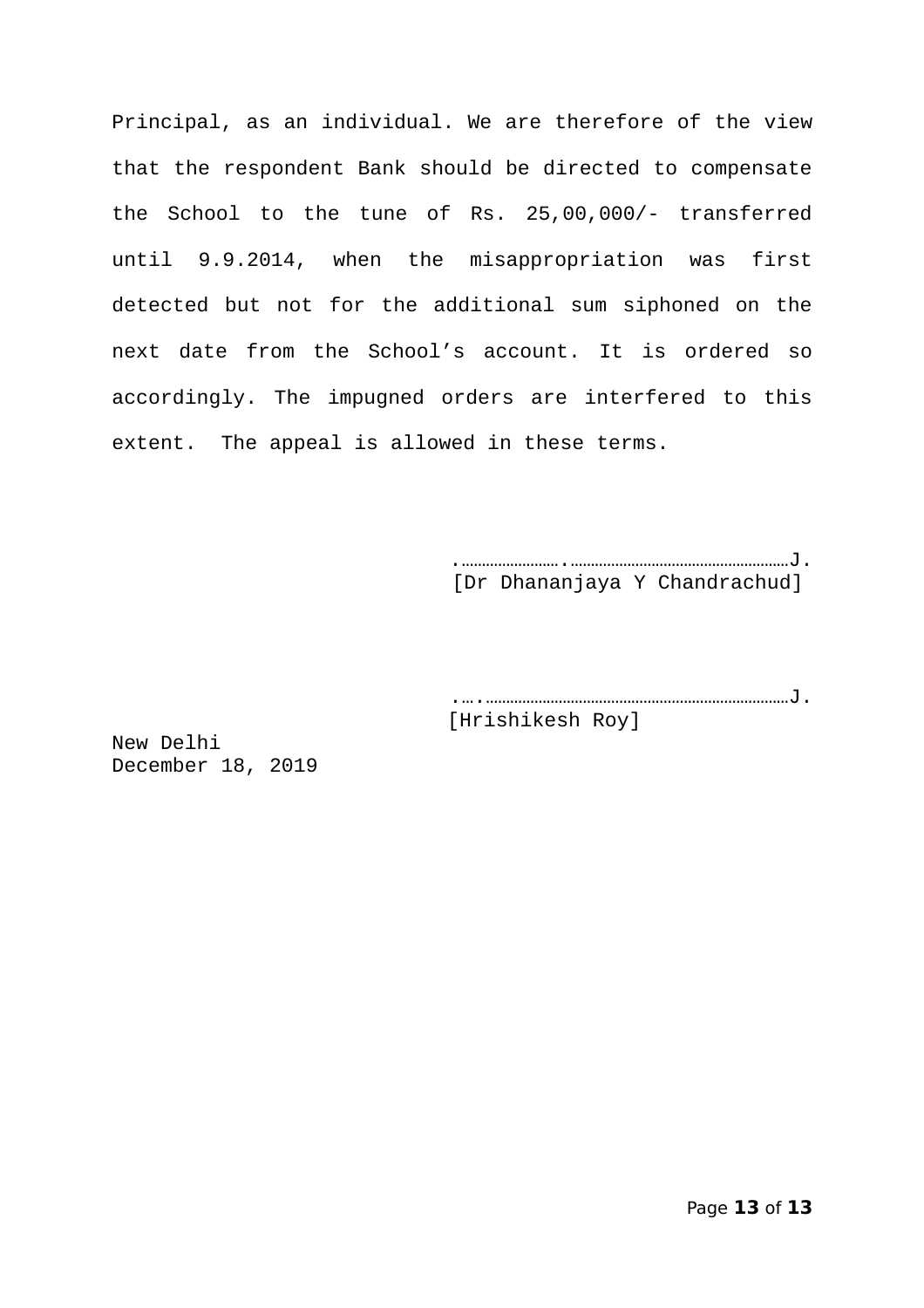Principal, as an individual. We are therefore of the view that the respondent Bank should be directed to compensate the School to the tune of Rs. 25,00,000/- transferred until 9.9.2014, when the misappropriation was first detected but not for the additional sum siphoned on the next date from the School's account. It is ordered so accordingly. The impugned orders are interfered to this extent. The appeal is allowed in these terms.

.…………………..……………………………………………J.
[Dr Dhananjaya Y Chandrachud]

.….………………………………………………………………J.
[Hrishikesh Roy]

New Delhi
December 18, 2019